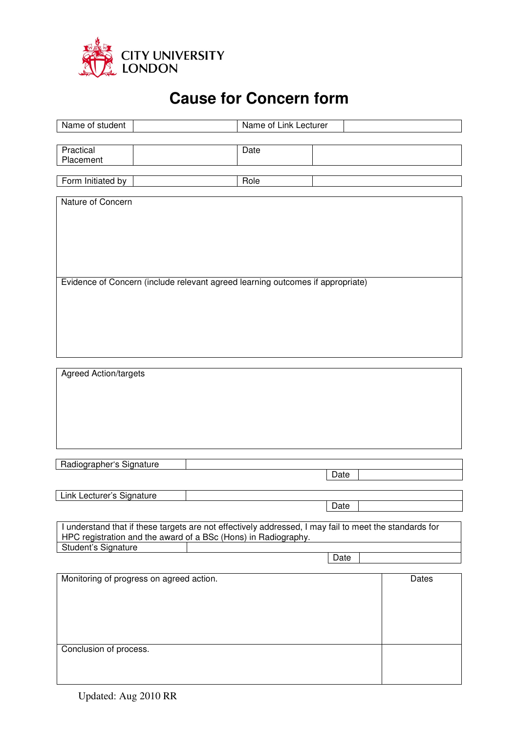CITY UNIVERSITY LONDON

# Cause for Concern form

| Name of student | | Name of Link Lecturer | |
|---|---|---|---|

| Practical Placement | | Date | |
|---|---|---|---|

| Form Initiated by | | Role | |
|---|---|---|---|

| Nature of Concern |
|---|
| Evidence of Concern (include relevant agreed learning outcomes if appropriate) |

| Agreed Action/targets |
|---|

| Radiographer's Signature | | | |
|---|---|---|---|
| | | Date | |

| Link Lecturer's Signature | | | |
|---|---|---|---|
| | | Date | |

| I understand that if these targets are not effectively addressed, I may fail to meet the standards for HPC registration and the award of a BSc (Hons) in Radiography. | | | |
|---|---|---|---|
| Student's Signature | | | |
| | | Date | |

| Monitoring of progress on agreed action. | Dates |
|---|---|
| Conclusion of process. | |

Updated: Aug 2010 RR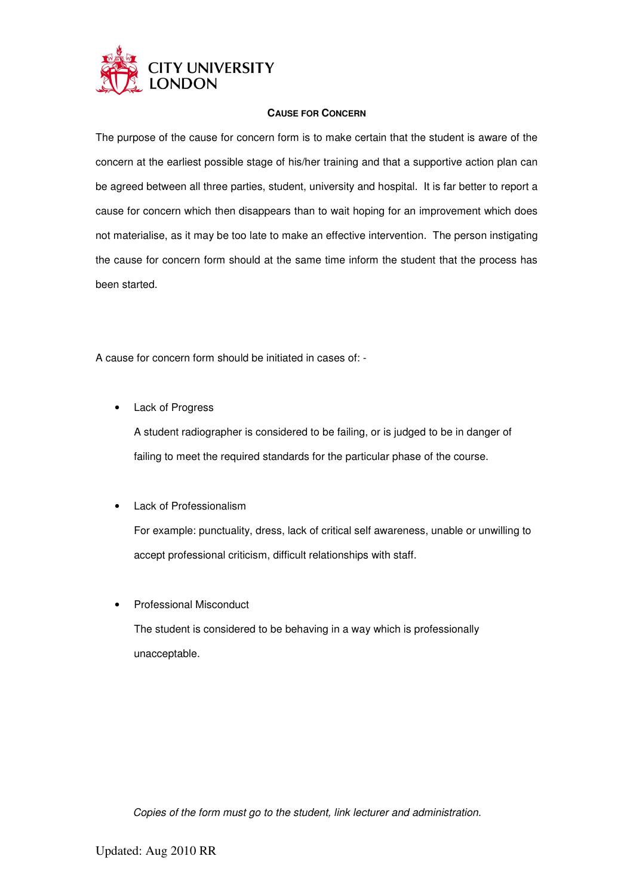CITY UNIVERSITY LONDON

## Cause for Concern

The purpose of the cause for concern form is to make certain that the student is aware of the concern at the earliest possible stage of his/her training and that a supportive action plan can be agreed between all three parties, student, university and hospital. It is far better to report a cause for concern which then disappears than to wait hoping for an improvement which does not materialise, as it may be too late to make an effective intervention. The person instigating the cause for concern form should at the same time inform the student that the process has been started.

A cause for concern form should be initiated in cases of: -

- Lack of Progress

  A student radiographer is considered to be failing, or is judged to be in danger of failing to meet the required standards for the particular phase of the course.

- Lack of Professionalism

  For example: punctuality, dress, lack of critical self awareness, unable or unwilling to accept professional criticism, difficult relationships with staff.

- Professional Misconduct

  The student is considered to be behaving in a way which is professionally unacceptable.

*Copies of the form must go to the student, link lecturer and administration.*

Updated: Aug 2010 RR